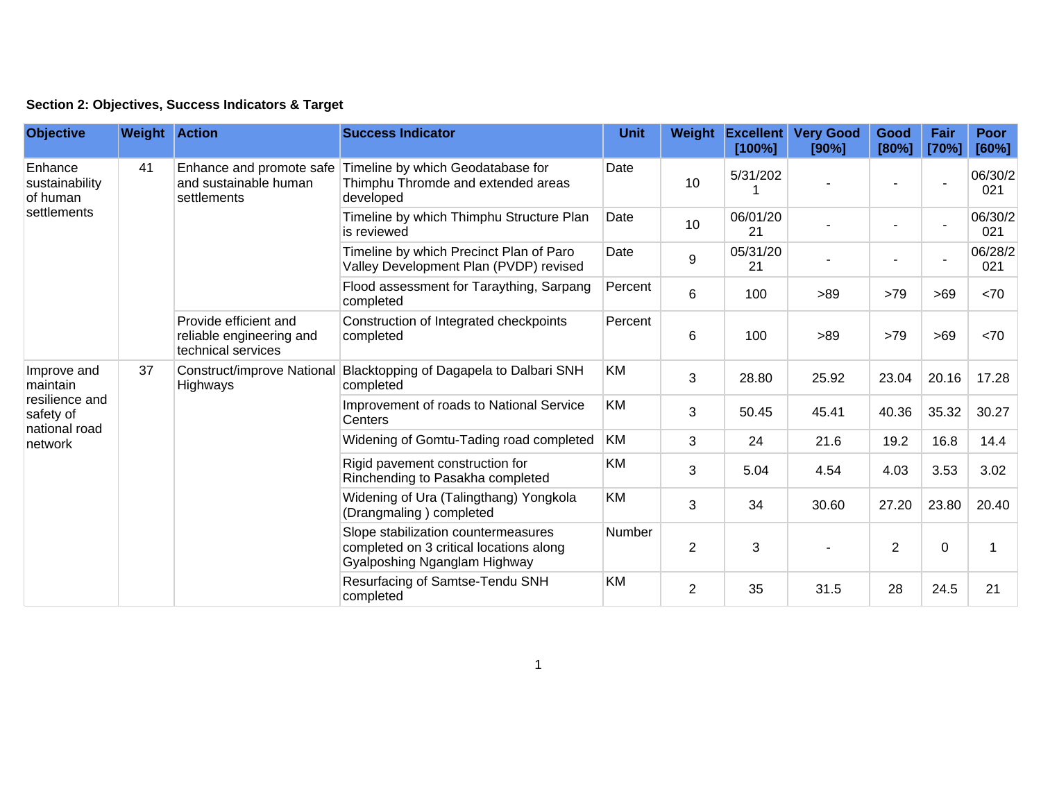**Section 2: Objectives, Success Indicators & Target**

| Objective | Weight | Action | Success Indicator | Unit | Weight | Excellent [100%] | Very Good [90%] | Good [80%] | Fair [70%] | Poor [60%] |
|---|---|---|---|---|---|---|---|---|---|---|
| Enhance sustainability of human settlements | 41 | Enhance and promote safe and sustainable human settlements | Timeline by which Geodatabase for Thimphu Thromde and extended areas developed | Date | 10 | 5/31/2021 | - | - | - | 06/30/2021 |
| | | | Timeline by which Thimphu Structure Plan is reviewed | Date | 10 | 06/01/2021 | - | - | - | 06/30/2021 |
| | | | Timeline by which Precinct Plan of Paro Valley Development Plan (PVDP) revised | Date | 9 | 05/31/2021 | - | - | - | 06/28/2021 |
| | | | Flood assessment for Taraything, Sarpang completed | Percent | 6 | 100 | >89 | >79 | >69 | <70 |
| | | Provide efficient and reliable engineering and technical services | Construction of Integrated checkpoints completed | Percent | 6 | 100 | >89 | >79 | >69 | <70 |
| Improve and maintain resilience and safety of national road network | 37 | Construct/improve National Highways | Blacktopping of Dagapela to Dalbari SNH completed | KM | 3 | 28.80 | 25.92 | 23.04 | 20.16 | 17.28 |
| | | | Improvement of roads to National Service Centers | KM | 3 | 50.45 | 45.41 | 40.36 | 35.32 | 30.27 |
| | | | Widening of Gomtu-Tading road completed | KM | 3 | 24 | 21.6 | 19.2 | 16.8 | 14.4 |
| | | | Rigid pavement construction for Rinchending to Pasakha completed | KM | 3 | 5.04 | 4.54 | 4.03 | 3.53 | 3.02 |
| | | | Widening of Ura (Talingthang) Yongkola (Drangmaling ) completed | KM | 3 | 34 | 30.60 | 27.20 | 23.80 | 20.40 |
| | | | Slope stabilization countermeasures completed on 3 critical locations along Gyalposhing Nganglam Highway | Number | 2 | 3 | - | 2 | 0 | 1 |
| | | | Resurfacing of Samtse-Tendu SNH completed | KM | 2 | 35 | 31.5 | 28 | 24.5 | 21 |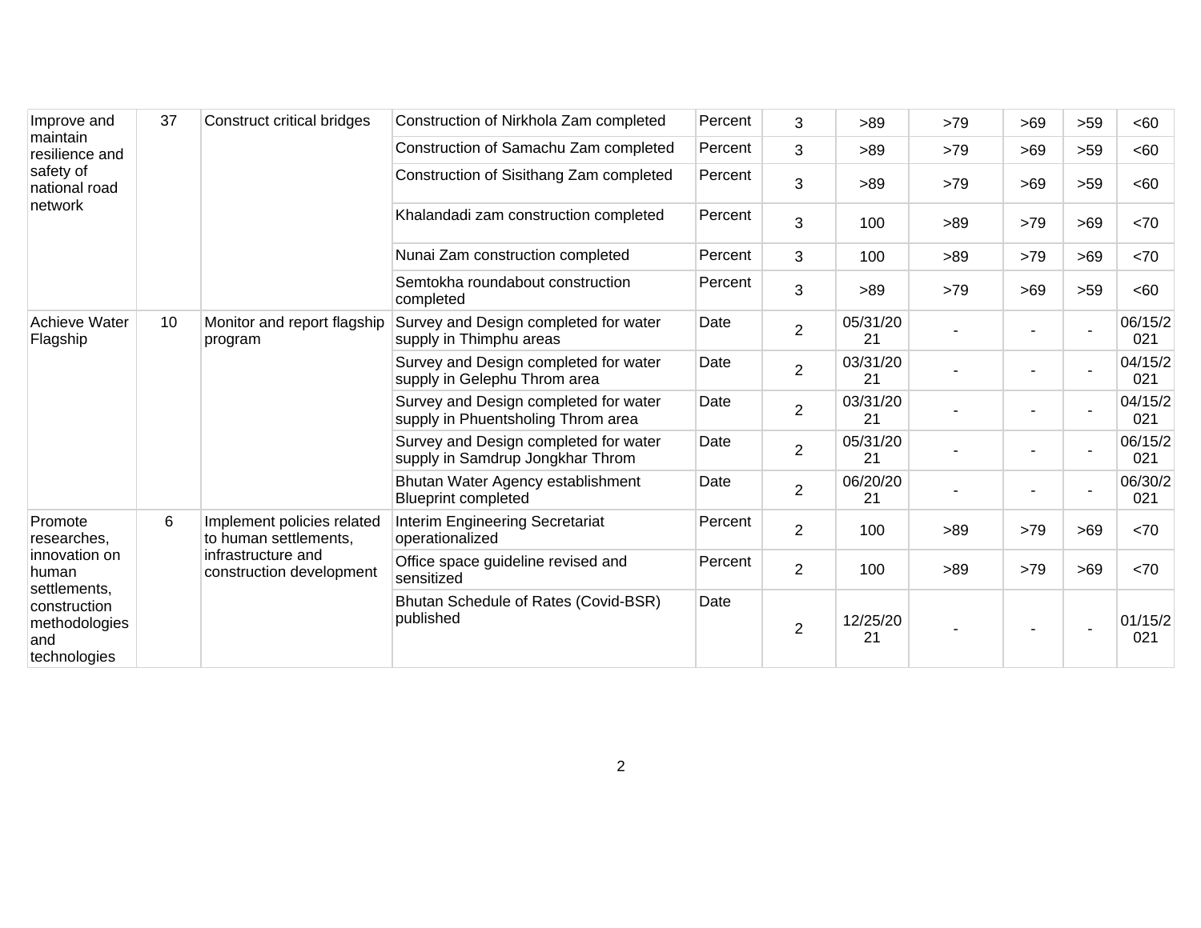| Improve and maintain resilience and safety of national road network | 37 | Construct critical bridges | Construction of Nirkhola Zam completed | Percent | 3 | >89 | >79 | >69 | >59 | <60 |
|---|---|---|---|---|---|---|---|---|---|---|
| | | | Construction of Samachu Zam completed | Percent | 3 | >89 | >79 | >69 | >59 | <60 |
| | | | Construction of Sisithang Zam completed | Percent | 3 | >89 | >79 | >69 | >59 | <60 |
| | | | Khalandadi zam construction completed | Percent | 3 | 100 | >89 | >79 | >69 | <70 |
| | | | Nunai Zam construction completed | Percent | 3 | 100 | >89 | >79 | >69 | <70 |
| | | | Semtokha roundabout construction completed | Percent | 3 | >89 | >79 | >69 | >59 | <60 |
| Achieve Water Flagship | 10 | Monitor and report flagship program | Survey and Design completed for water supply in Thimphu areas | Date | 2 | 05/31/2021 | - | - | - | 06/15/2021 |
| | | | Survey and Design completed for water supply in Gelephu Throm area | Date | 2 | 03/31/2021 | - | - | - | 04/15/2021 |
| | | | Survey and Design completed for water supply in Phuentsholing Throm area | Date | 2 | 03/31/2021 | - | - | - | 04/15/2021 |
| | | | Survey and Design completed for water supply in Samdrup Jongkhar Throm | Date | 2 | 05/31/2021 | - | - | - | 06/15/2021 |
| | | | Bhutan Water Agency establishment Blueprint completed | Date | 2 | 06/20/2021 | - | - | - | 06/30/2021 |
| Promote researches, innovation on human settlements, construction methodologies and technologies | 6 | Implement policies related to human settlements, infrastructure and construction development | Interim Engineering Secretariat operationalized | Percent | 2 | 100 | >89 | >79 | >69 | <70 |
| | | | Office space guideline revised and sensitized | Percent | 2 | 100 | >89 | >79 | >69 | <70 |
| | | | Bhutan Schedule of Rates (Covid-BSR) published | Date | 2 | 12/25/2021 | - | - | - | 01/15/2021 |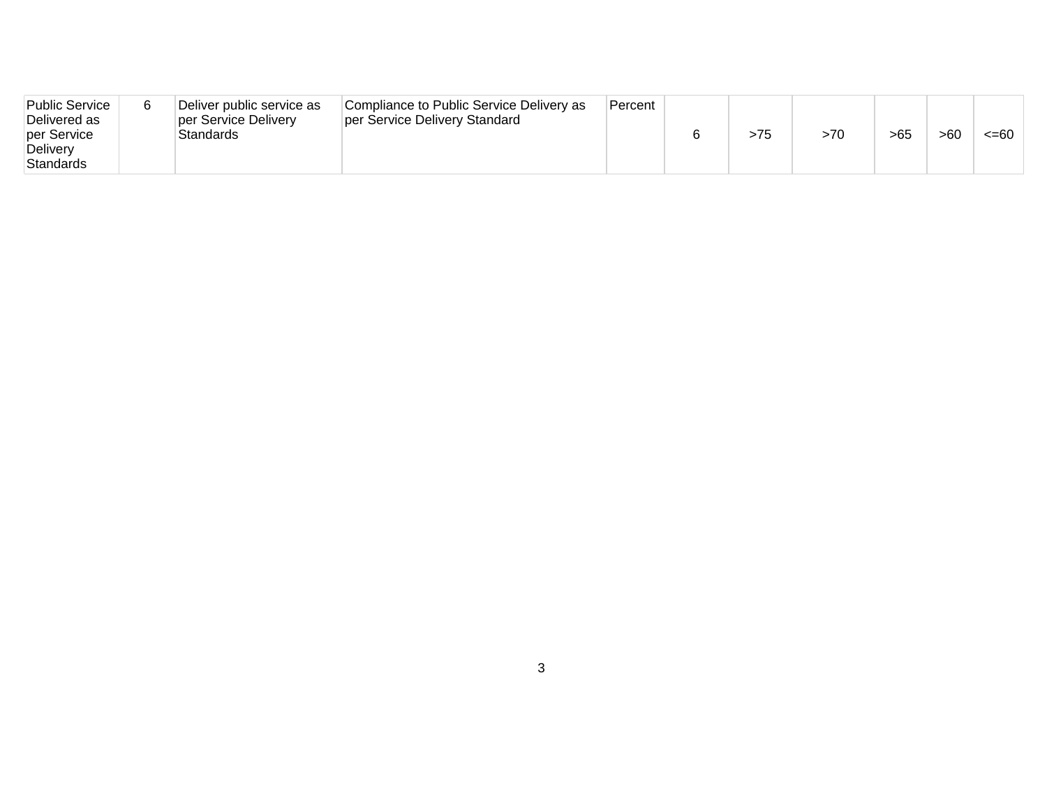| | | | | | | | | | | |
|---|---|---|---|---|---|---|---|---|---|---|
| Public Service Delivered as per Service Delivery Standards | 6 | Deliver public service as per Service Delivery Standards | Compliance to Public Service Delivery as per Service Delivery Standard | Percent | 6 | >75 | >70 | >65 | >60 | <=60 |